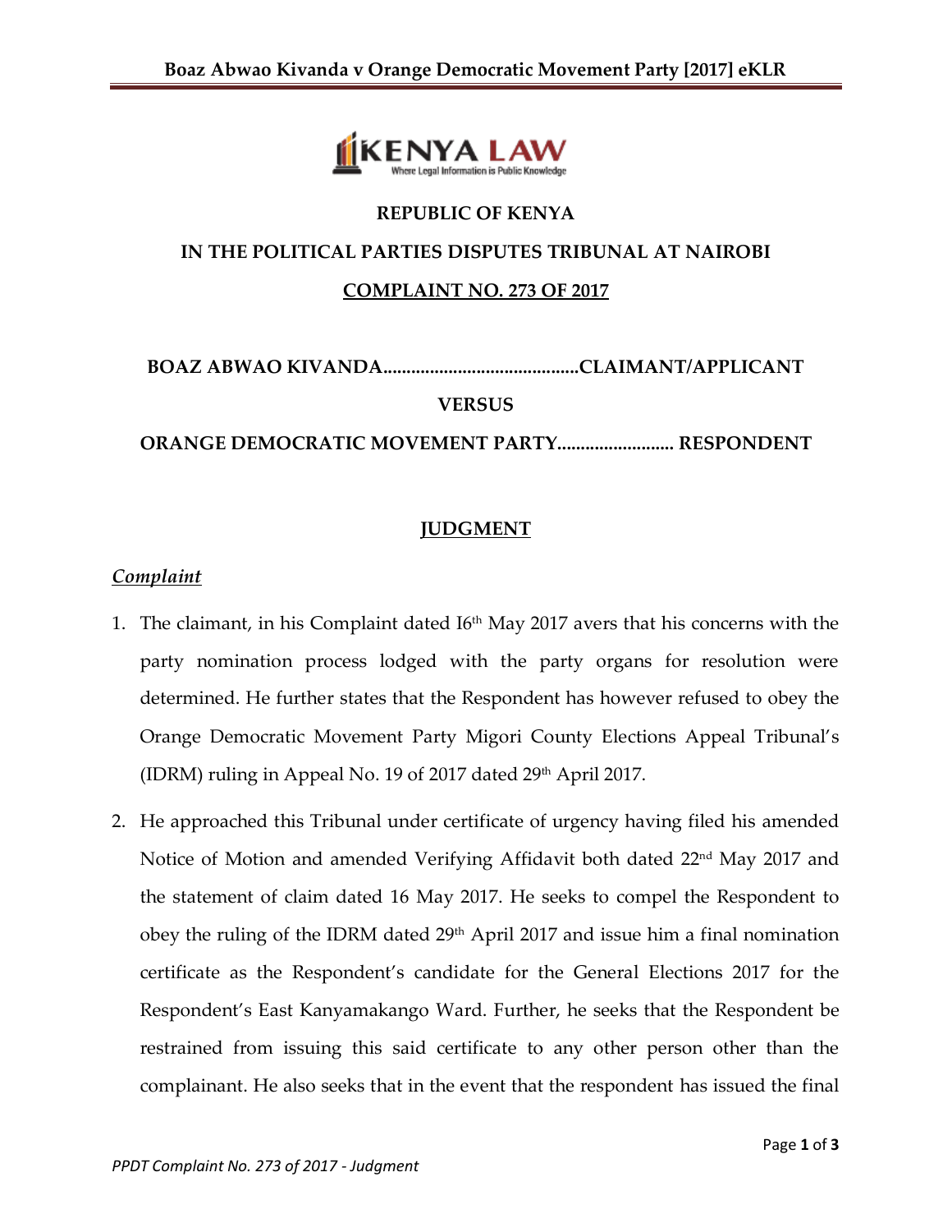**REPUBLIC OF KENYA**

**IN THE POLITICAL PARTIES DISPUTES TRIBUNAL AT NAIROBI**

**COMPLAINT NO. 273 OF 2017**

**BOAZ ABWAO KIVANDA..........................................CLAIMANT/APPLICANT**

**VERSUS**

**ORANGE DEMOCRATIC MOVEMENT PARTY......................... RESPONDENT**

## JUDGMENT

### *Complaint*

1. The claimant, in his Complaint dated I6th May 2017 avers that his concerns with the party nomination process lodged with the party organs for resolution were determined. He further states that the Respondent has however refused to obey the Orange Democratic Movement Party Migori County Elections Appeal Tribunal's (IDRM) ruling in Appeal No. 19 of 2017 dated 29th April 2017.

2. He approached this Tribunal under certificate of urgency having filed his amended Notice of Motion and amended Verifying Affidavit both dated 22nd May 2017 and the statement of claim dated 16 May 2017. He seeks to compel the Respondent to obey the ruling of the IDRM dated 29th April 2017 and issue him a final nomination certificate as the Respondent's candidate for the General Elections 2017 for the Respondent's East Kanyamakango Ward. Further, he seeks that the Respondent be restrained from issuing this said certificate to any other person other than the complainant. He also seeks that in the event that the respondent has issued the final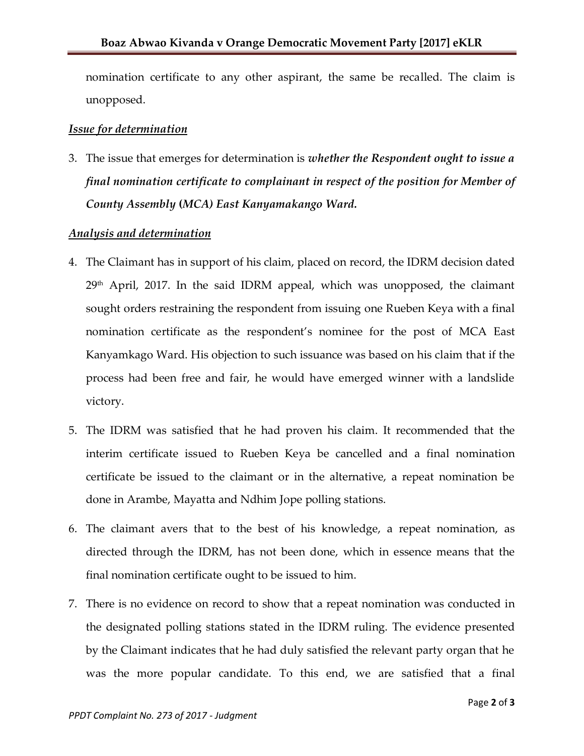nomination certificate to any other aspirant, the same be recalled. The claim is unopposed.

***Issue for determination***

3. The issue that emerges for determination is ***whether the Respondent ought to issue a final nomination certificate to complainant in respect of the position for Member of County Assembly (MCA) East Kanyamakango Ward.***

***Analysis and determination***

4. The Claimant has in support of his claim, placed on record, the IDRM decision dated 29th April, 2017. In the said IDRM appeal, which was unopposed, the claimant sought orders restraining the respondent from issuing one Rueben Keya with a final nomination certificate as the respondent's nominee for the post of MCA East Kanyamkago Ward. His objection to such issuance was based on his claim that if the process had been free and fair, he would have emerged winner with a landslide victory.

5. The IDRM was satisfied that he had proven his claim. It recommended that the interim certificate issued to Rueben Keya be cancelled and a final nomination certificate be issued to the claimant or in the alternative, a repeat nomination be done in Arambe, Mayatta and Ndhim Jope polling stations.

6. The claimant avers that to the best of his knowledge, a repeat nomination, as directed through the IDRM, has not been done, which in essence means that the final nomination certificate ought to be issued to him.

7. There is no evidence on record to show that a repeat nomination was conducted in the designated polling stations stated in the IDRM ruling. The evidence presented by the Claimant indicates that he had duly satisfied the relevant party organ that he was the more popular candidate. To this end, we are satisfied that a final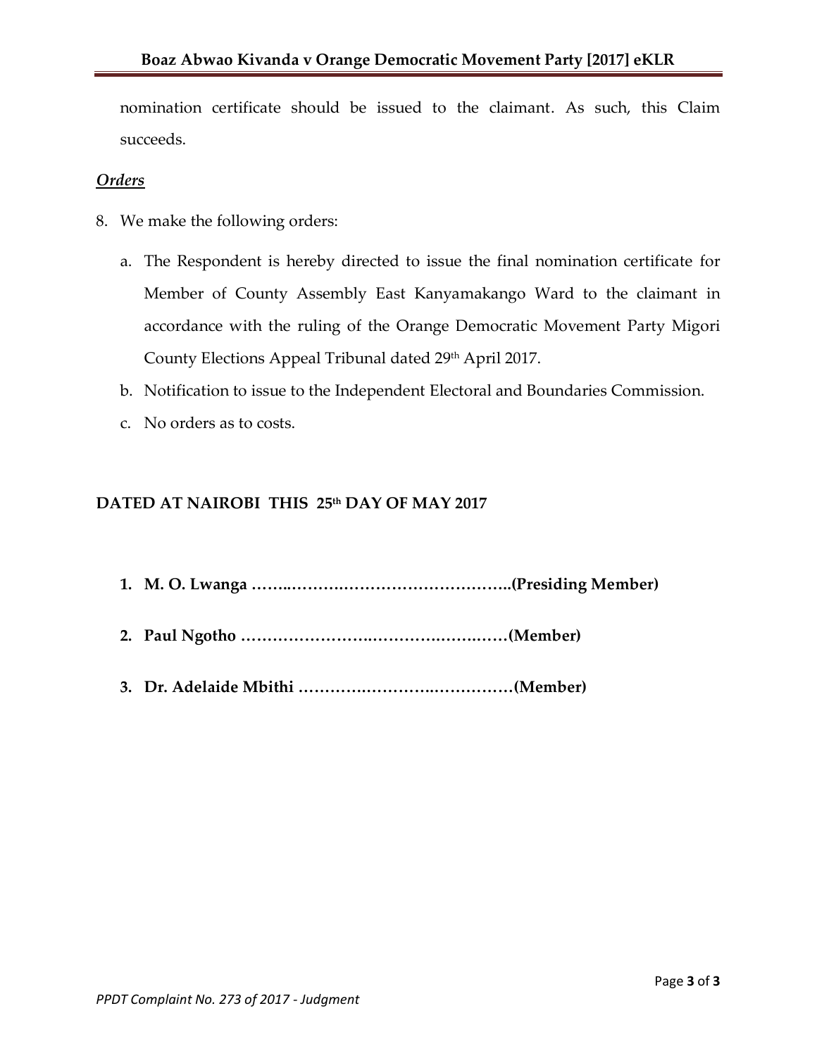nomination certificate should be issued to the claimant. As such, this Claim succeeds.

***Orders***

8. We make the following orders:

   a. The Respondent is hereby directed to issue the final nomination certificate for Member of County Assembly East Kanyamakango Ward to the claimant in accordance with the ruling of the Orange Democratic Movement Party Migori County Elections Appeal Tribunal dated 29th April 2017.

   b. Notification to issue to the Independent Electoral and Boundaries Commission.

   c. No orders as to costs.

**DATED AT NAIROBI THIS 25th DAY OF MAY 2017**

1. **M. O. Lwanga ……..……….………………………………..(Presiding Member)**

2. **Paul Ngotho ………………….……….……….……(Member)**

3. **Dr. Adelaide Mbithi ……….………….……………(Member)**